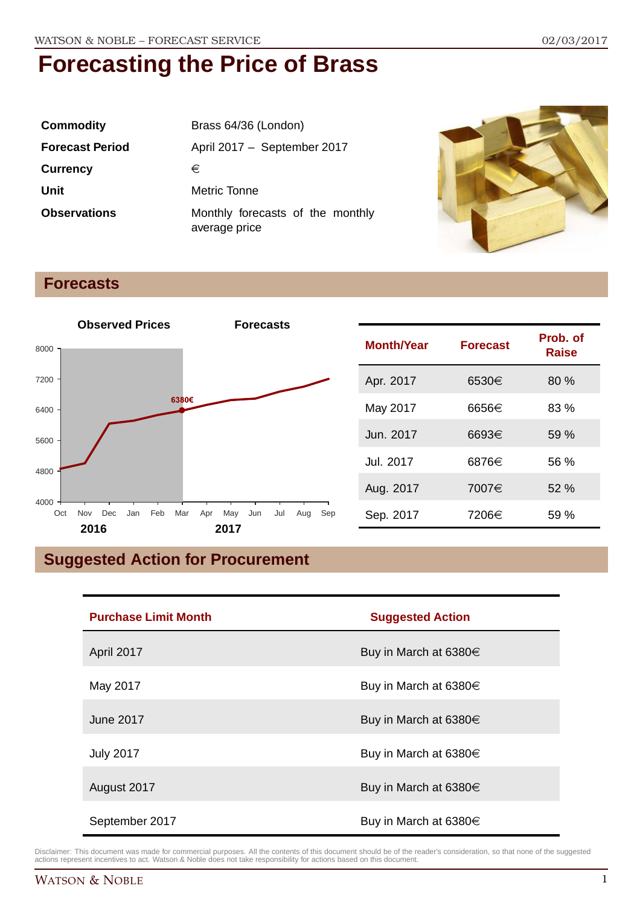# Forecasting the Price of Brass

| | |
|---|---|
| **Commodity** | Brass 64/36 (London) |
| **Forecast Period** | April 2017 – September 2017 |
| **Currency** | € |
| **Unit** | Metric Tonne |
| **Observations** | Monthly forecasts of the monthly average price |

## Forecasts

| Month/Year | Forecast | Prob. of Raise |
|---|---|---|
| Apr. 2017 | 6530€ | 80 % |
| May 2017 | 6656€ | 83 % |
| Jun. 2017 | 6693€ | 59 % |
| Jul. 2017 | 6876€ | 56 % |
| Aug. 2017 | 7007€ | 52 % |
| Sep. 2017 | 7206€ | 59 % |

## Suggested Action for Procurement

| Purchase Limit Month | Suggested Action |
|---|---|
| April 2017 | Buy in March at 6380€ |
| May 2017 | Buy in March at 6380€ |
| June 2017 | Buy in March at 6380€ |
| July 2017 | Buy in March at 6380€ |
| August 2017 | Buy in March at 6380€ |
| September 2017 | Buy in March at 6380€ |

Disclaimer: This document was made for commercial purposes. All the contents of this document should be of the reader's consideration, so that none of the suggested actions represent incentives to act. Watson & Noble does not take responsibility for actions based on this document.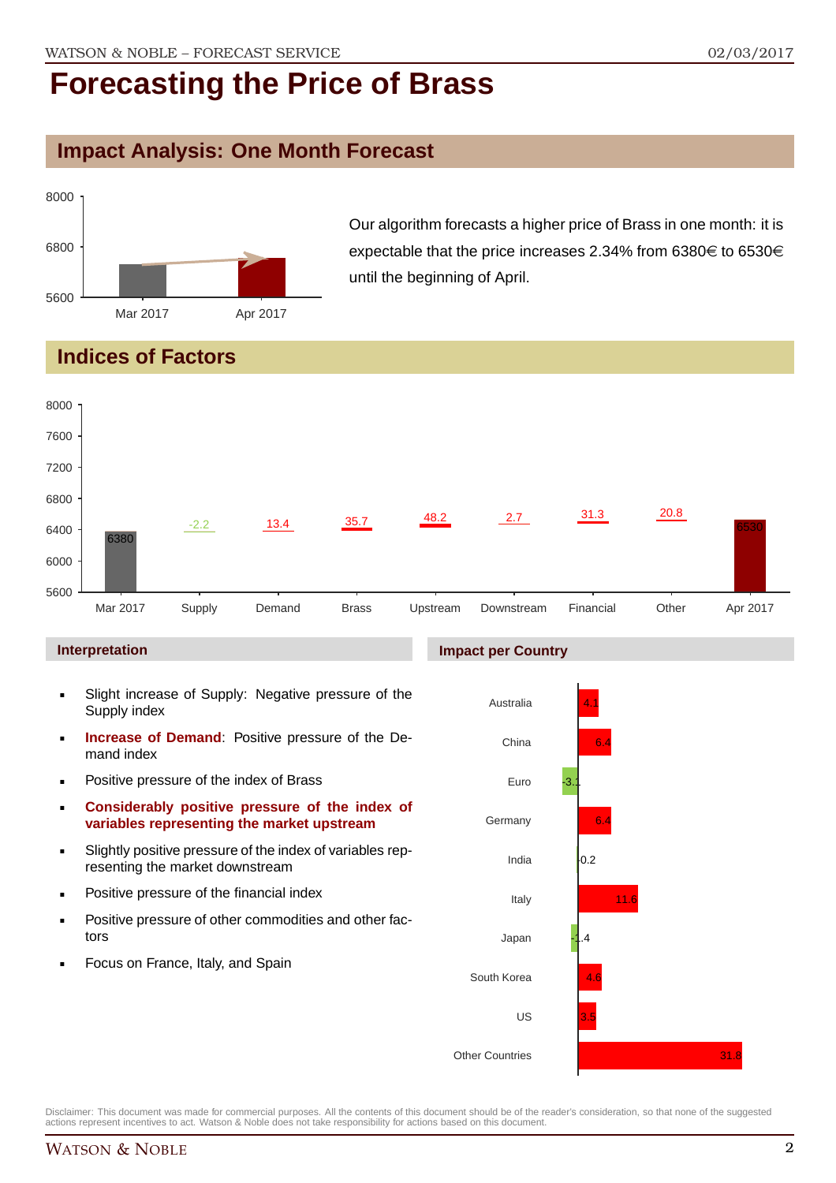# Forecasting the Price of Brass

## Impact Analysis: One Month Forecast

Our algorithm forecasts a higher price of Brass in one month: it is expectable that the price increases 2.34% from 6380€ to 6530€ until the beginning of April.

## Indices of Factors

| Mar 2017 | Supply | Demand | Brass | Upstream | Downstream | Financial | Other | Apr 2017 |
|---|---|---|---|---|---|---|---|---|
| 6380 | -2.2 | 13.4 | 35.7 | 48.2 | 2.7 | 31.3 | 20.8 | 6530 |

### Interpretation

- Slight increase of Supply: Negative pressure of the Supply index
- **Increase of Demand**: Positive pressure of the Demand index
- Positive pressure of the index of Brass
- **Considerably positive pressure of the index of variables representing the market upstream**
- Slightly positive pressure of the index of variables representing the market downstream
- Positive pressure of the financial index
- Positive pressure of other commodities and other factors
- Focus on France, Italy, and Spain

### Impact per Country

| Country | Impact |
|---|---|
| Australia | 4.1 |
| China | 6.4 |
| Euro | -3.1 |
| Germany | 6.4 |
| India | 0.2 |
| Italy | 11.6 |
| Japan | -1.4 |
| South Korea | 4.6 |
| US | 3.5 |
| Other Countries | 31.8 |

Disclaimer: This document was made for commercial purposes. All the contents of this document should be of the reader's consideration, so that none of the suggested actions represent incentives to act. Watson & Noble does not take responsibility for actions based on this document.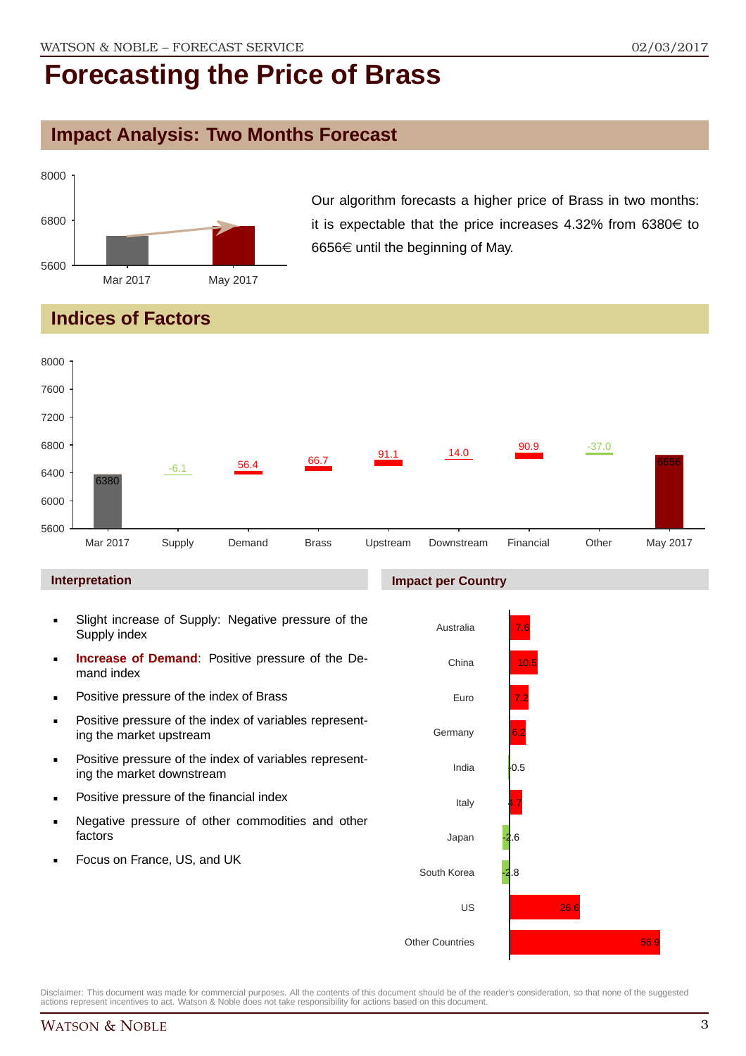# Forecasting the Price of Brass

## Impact Analysis: Two Months Forecast

Our algorithm forecasts a higher price of Brass in two months: it is expectable that the price increases 4.32% from 6380€ to 6656€ until the beginning of May.

## Indices of Factors

| | Mar 2017 | Supply | Demand | Brass | Upstream | Downstream | Financial | Other | May 2017 |
|---|---|---|---|---|---|---|---|---|---|
| Value | 6380 | -6.1 | 56.4 | 66.7 | 91.1 | 14.0 | 90.9 | -37.0 | 6656 |

### Interpretation

- Slight increase of Supply: Negative pressure of the Supply index
- **Increase of Demand**: Positive pressure of the Demand index
- Positive pressure of the index of Brass
- Positive pressure of the index of variables representing the market upstream
- Positive pressure of the index of variables representing the market downstream
- Positive pressure of the financial index
- Negative pressure of other commodities and other factors
- Focus on France, US, and UK

### Impact per Country

| Country | Impact |
|---|---|
| Australia | 7.6 |
| China | 10.5 |
| Euro | 7.2 |
| Germany | 6.2 |
| India | 0.5 |
| Italy | 4.7 |
| Japan | -2.6 |
| South Korea | -2.8 |
| US | 26.6 |
| Other Countries | 56.9 |

Disclaimer: This document was made for commercial purposes. All the contents of this document should be of the reader's consideration, so that none of the suggested actions represent incentives to act. Watson & Noble does not take responsibility for actions based on this document.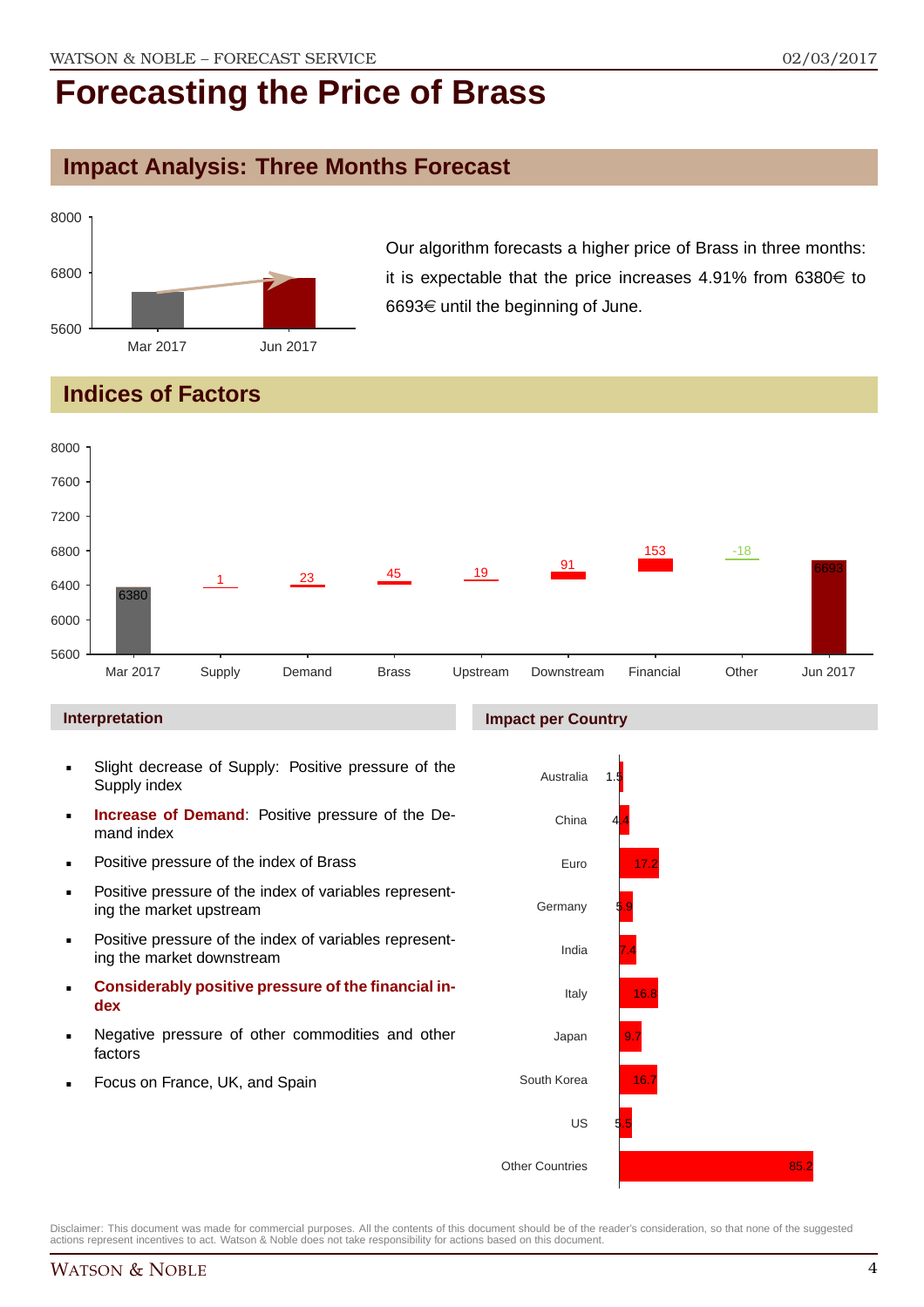# Forecasting the Price of Brass

## Impact Analysis: Three Months Forecast

Our algorithm forecasts a higher price of Brass in three months: it is expectable that the price increases 4.91% from 6380€ to 6693€ until the beginning of June.

## Indices of Factors

### Interpretation

- Slight decrease of Supply: Positive pressure of the Supply index
- **Increase of Demand**: Positive pressure of the Demand index
- Positive pressure of the index of Brass
- Positive pressure of the index of variables representing the market upstream
- Positive pressure of the index of variables representing the market downstream
- **Considerably positive pressure of the financial index**
- Negative pressure of other commodities and other factors
- Focus on France, UK, and Spain

### Impact per Country

| Country | Impact |
|---|---|
| Australia | 1.5 |
| China | 4.4 |
| Euro | 17.2 |
| Germany | 5.9 |
| India | 7.4 |
| Italy | 16.8 |
| Japan | 9.7 |
| South Korea | 16.7 |
| US | 5.5 |
| Other Countries | 85.2 |

Disclaimer: This document was made for commercial purposes. All the contents of this document should be of the reader's consideration, so that none of the suggested actions represent incentives to act. Watson & Noble does not take responsibility for actions based on this document.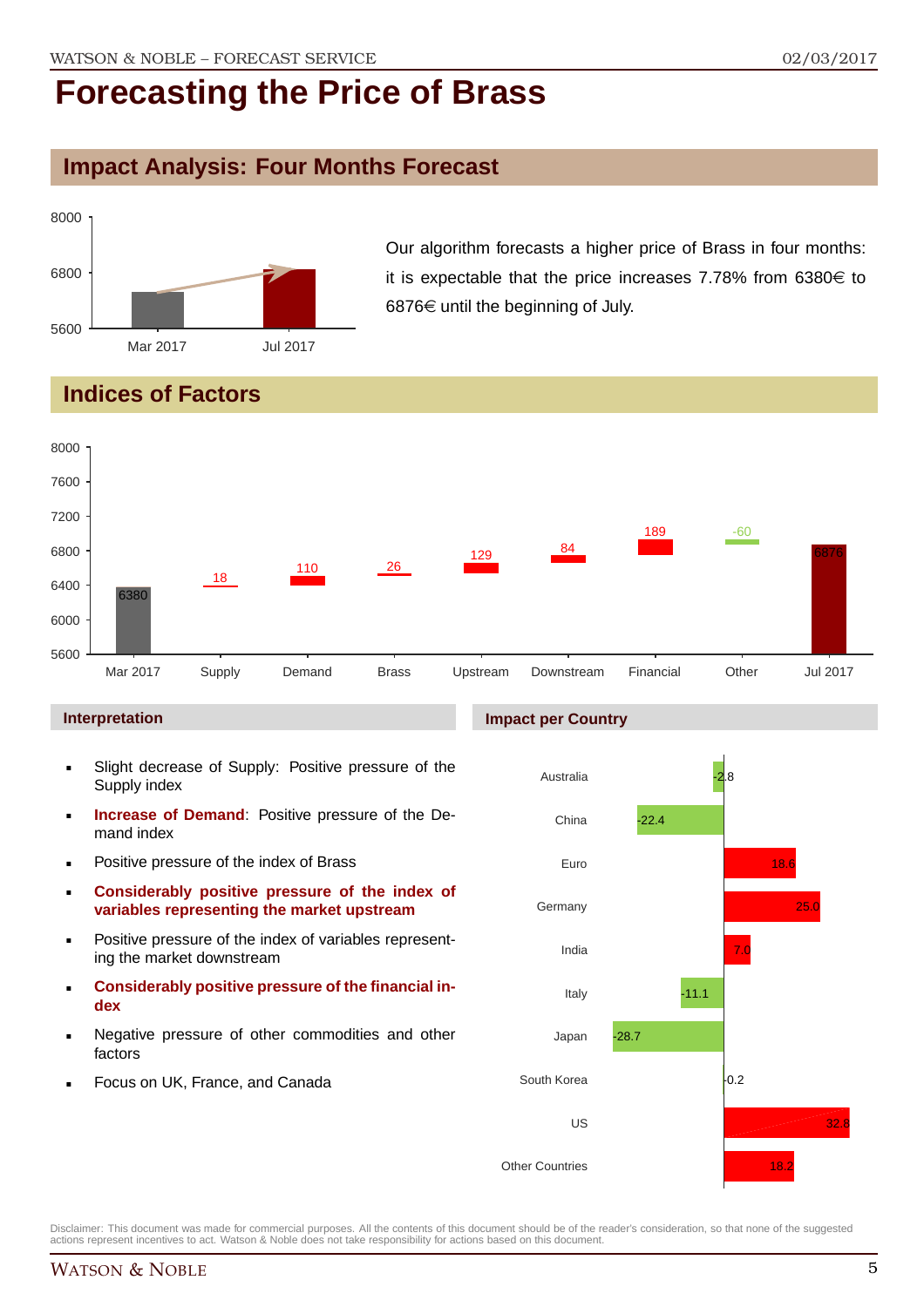# Forecasting the Price of Brass

## Impact Analysis: Four Months Forecast

Our algorithm forecasts a higher price of Brass in four months: it is expectable that the price increases 7.78% from 6380€ to 6876€ until the beginning of July.

## Indices of Factors

| Factor | Value |
|---|---|
| Mar 2017 | 6380 |
| Supply | 18 |
| Demand | 110 |
| Brass | 26 |
| Upstream | 129 |
| Downstream | 84 |
| Financial | 189 |
| Other | -60 |
| Jul 2017 | 6876 |

### Interpretation

- Slight decrease of Supply: Positive pressure of the Supply index
- **Increase of Demand**: Positive pressure of the Demand index
- Positive pressure of the index of Brass
- **Considerably positive pressure of the index of variables representing the market upstream**
- Positive pressure of the index of variables representing the market downstream
- **Considerably positive pressure of the financial index**
- Negative pressure of other commodities and other factors
- Focus on UK, France, and Canada

### Impact per Country

| Country | Impact |
|---|---|
| Australia | -2.8 |
| China | -22.4 |
| Euro | 18.6 |
| Germany | 25.0 |
| India | 7.0 |
| Italy | -11.1 |
| Japan | -28.7 |
| South Korea | -0.2 |
| US | 32.8 |
| Other Countries | 18.2 |

Disclaimer: This document was made for commercial purposes. All the contents of this document should be of the reader's consideration, so that none of the suggested actions represent incentives to act. Watson & Noble does not take responsibility for actions based on this document.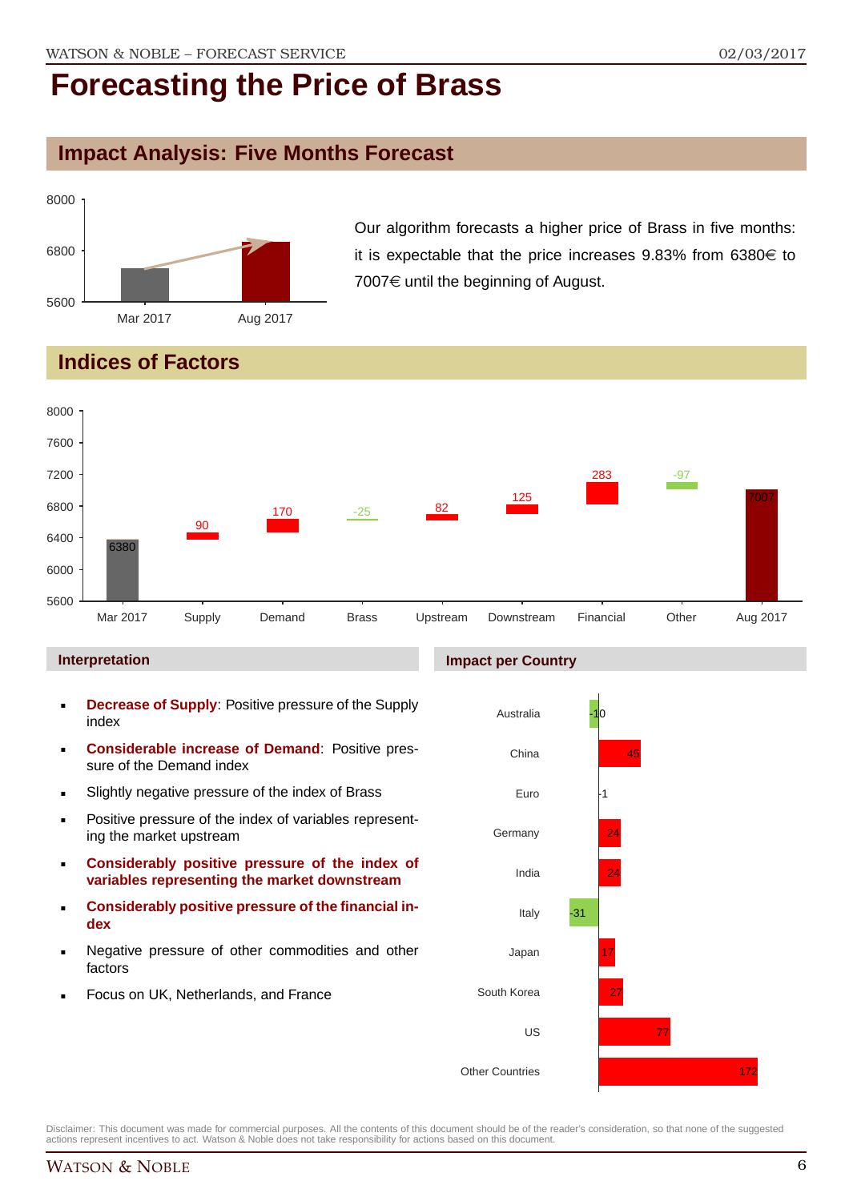# Forecasting the Price of Brass

## Impact Analysis: Five Months Forecast

Our algorithm forecasts a higher price of Brass in five months: it is expectable that the price increases 9.83% from 6380€ to 7007€ until the beginning of August.

## Indices of Factors

### Interpretation

- **Decrease of Supply**: Positive pressure of the Supply index
- **Considerable increase of Demand**: Positive pressure of the Demand index
- Slightly negative pressure of the index of Brass
- Positive pressure of the index of variables representing the market upstream
- **Considerably positive pressure of the index of variables representing the market downstream**
- **Considerably positive pressure of the financial index**
- Negative pressure of other commodities and other factors
- Focus on UK, Netherlands, and France

### Impact per Country

Disclaimer: This document was made for commercial purposes. All the contents of this document should be of the reader's consideration, so that none of the suggested actions represent incentives to act. Watson & Noble does not take responsibility for actions based on this document.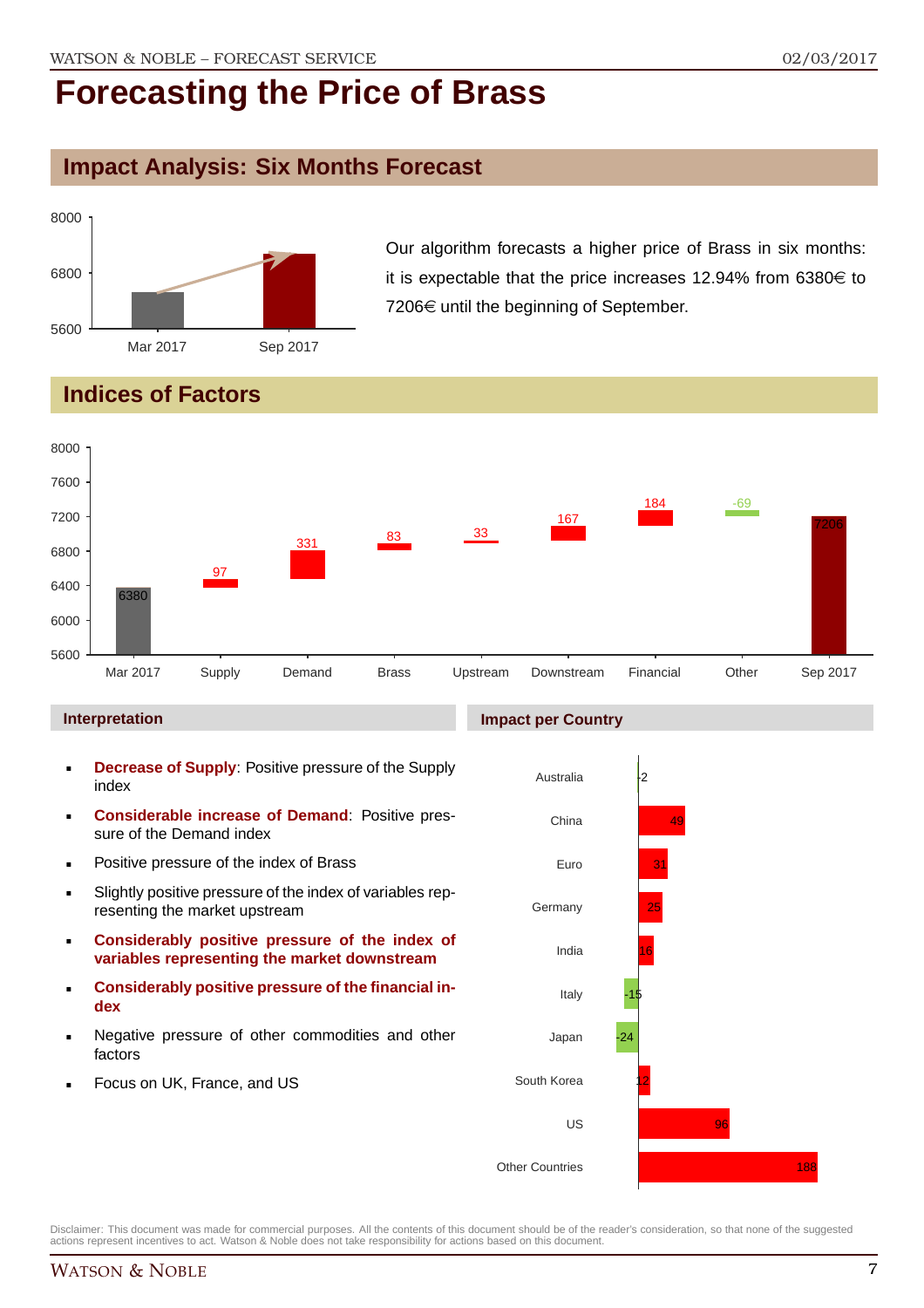# Forecasting the Price of Brass

## Impact Analysis: Six Months Forecast

Our algorithm forecasts a higher price of Brass in six months: it is expectable that the price increases 12.94% from 6380€ to 7206€ until the beginning of September.

## Indices of Factors

### Interpretation

- **Decrease of Supply**: Positive pressure of the Supply index
- **Considerable increase of Demand**: Positive pressure of the Demand index
- Positive pressure of the index of Brass
- Slightly positive pressure of the index of variables representing the market upstream
- **Considerably positive pressure of the index of variables representing the market downstream**
- **Considerably positive pressure of the financial index**
- Negative pressure of other commodities and other factors
- Focus on UK, France, and US

### Impact per Country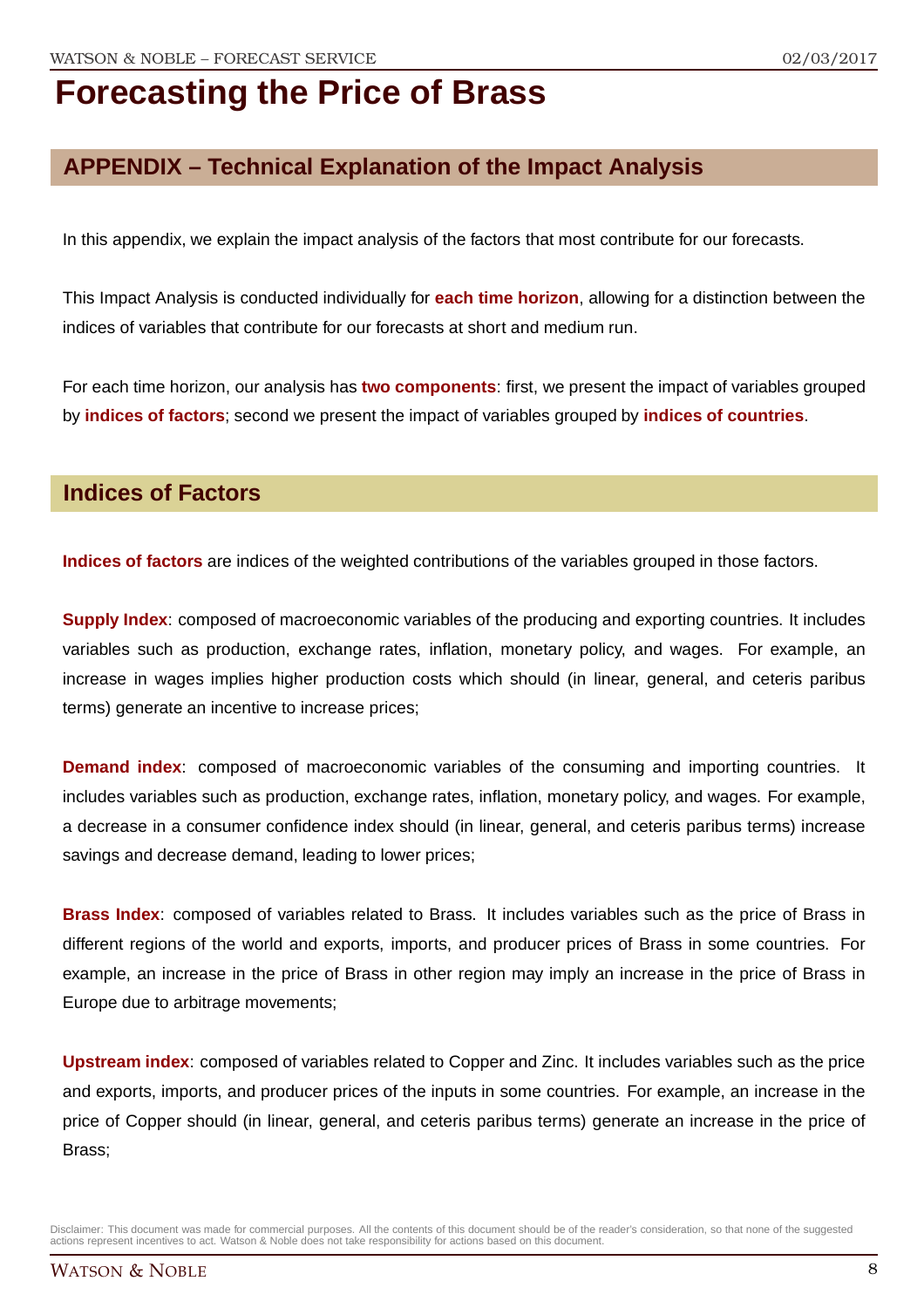# Forecasting the Price of Brass

## APPENDIX – Technical Explanation of the Impact Analysis

In this appendix, we explain the impact analysis of the factors that most contribute for our forecasts.

This Impact Analysis is conducted individually for **each time horizon**, allowing for a distinction between the indices of variables that contribute for our forecasts at short and medium run.

For each time horizon, our analysis has **two components**: first, we present the impact of variables grouped by **indices of factors**; second we present the impact of variables grouped by **indices of countries**.

## Indices of Factors

**Indices of factors** are indices of the weighted contributions of the variables grouped in those factors.

**Supply Index**: composed of macroeconomic variables of the producing and exporting countries. It includes variables such as production, exchange rates, inflation, monetary policy, and wages. For example, an increase in wages implies higher production costs which should (in linear, general, and ceteris paribus terms) generate an incentive to increase prices;

**Demand index**: composed of macroeconomic variables of the consuming and importing countries. It includes variables such as production, exchange rates, inflation, monetary policy, and wages. For example, a decrease in a consumer confidence index should (in linear, general, and ceteris paribus terms) increase savings and decrease demand, leading to lower prices;

**Brass Index**: composed of variables related to Brass. It includes variables such as the price of Brass in different regions of the world and exports, imports, and producer prices of Brass in some countries. For example, an increase in the price of Brass in other region may imply an increase in the price of Brass in Europe due to arbitrage movements;

**Upstream index**: composed of variables related to Copper and Zinc. It includes variables such as the price and exports, imports, and producer prices of the inputs in some countries. For example, an increase in the price of Copper should (in linear, general, and ceteris paribus terms) generate an increase in the price of Brass;

Disclaimer: This document was made for commercial purposes. All the contents of this document should be of the reader's consideration, so that none of the suggested actions represent incentives to act. Watson & Noble does not take responsibility for actions based on this document.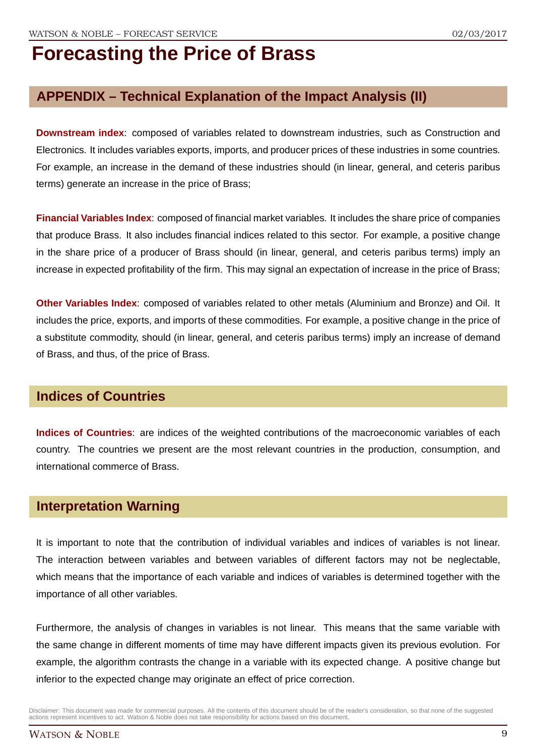# Forecasting the Price of Brass

## APPENDIX – Technical Explanation of the Impact Analysis (II)

**Downstream index**: composed of variables related to downstream industries, such as Construction and Electronics. It includes variables exports, imports, and producer prices of these industries in some countries. For example, an increase in the demand of these industries should (in linear, general, and ceteris paribus terms) generate an increase in the price of Brass;

**Financial Variables Index**: composed of financial market variables. It includes the share price of companies that produce Brass. It also includes financial indices related to this sector. For example, a positive change in the share price of a producer of Brass should (in linear, general, and ceteris paribus terms) imply an increase in expected profitability of the firm. This may signal an expectation of increase in the price of Brass;

**Other Variables Index**: composed of variables related to other metals (Aluminium and Bronze) and Oil. It includes the price, exports, and imports of these commodities. For example, a positive change in the price of a substitute commodity, should (in linear, general, and ceteris paribus terms) imply an increase of demand of Brass, and thus, of the price of Brass.

## Indices of Countries

**Indices of Countries**: are indices of the weighted contributions of the macroeconomic variables of each country. The countries we present are the most relevant countries in the production, consumption, and international commerce of Brass.

## Interpretation Warning

It is important to note that the contribution of individual variables and indices of variables is not linear. The interaction between variables and between variables of different factors may not be neglectable, which means that the importance of each variable and indices of variables is determined together with the importance of all other variables.

Furthermore, the analysis of changes in variables is not linear. This means that the same variable with the same change in different moments of time may have different impacts given its previous evolution. For example, the algorithm contrasts the change in a variable with its expected change. A positive change but inferior to the expected change may originate an effect of price correction.

Disclaimer: This document was made for commercial purposes. All the contents of this document should be of the reader's consideration, so that none of the suggested actions represent incentives to act. Watson & Noble does not take responsibility for actions based on this document.